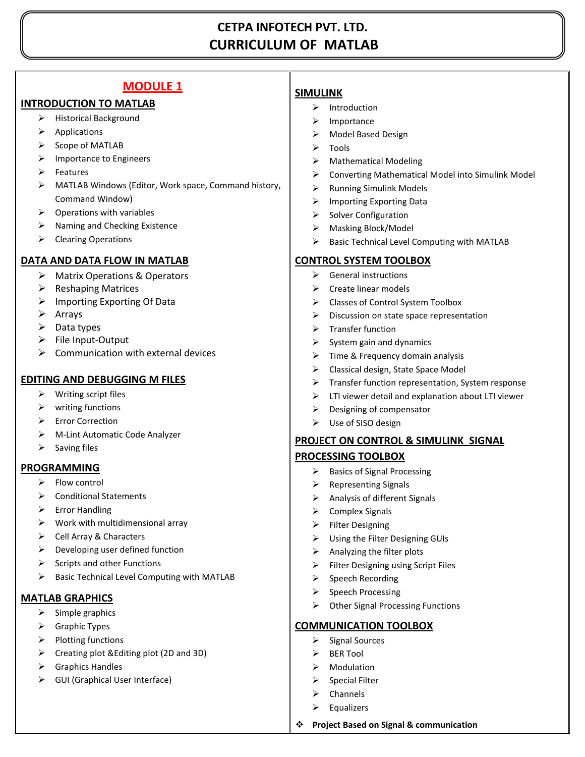# CETPA INFOTECH PVT. LTD.
# CURRICULUM OF MATLAB

## MODULE 1

### INTRODUCTION TO MATLAB

- Historical Background
- Applications
- Scope of MATLAB
- Importance to Engineers
- Features
- MATLAB Windows (Editor, Work space, Command history, Command Window)
- Operations with variables
- Naming and Checking Existence
- Clearing Operations

### DATA AND DATA FLOW IN MATLAB

- Matrix Operations & Operators
- Reshaping Matrices
- Importing Exporting Of Data
- Arrays
- Data types
- File Input-Output
- Communication with external devices

### EDITING AND DEBUGGING M FILES

- Writing script files
- writing functions
- Error Correction
- M-Lint Automatic Code Analyzer
- Saving files

### PROGRAMMING

- Flow control
- Conditional Statements
- Error Handling
- Work with multidimensional array
- Cell Array & Characters
- Developing user defined function
- Scripts and other Functions
- Basic Technical Level Computing with MATLAB

### MATLAB GRAPHICS

- Simple graphics
- Graphic Types
- Plotting functions
- Creating plot &Editing plot (2D and 3D)
- Graphics Handles
- GUI (Graphical User Interface)

### SIMULINK

- Introduction
- Importance
- Model Based Design
- Tools
- Mathematical Modeling
- Converting Mathematical Model into Simulink Model
- Running Simulink Models
- Importing Exporting Data
- Solver Configuration
- Masking Block/Model
- Basic Technical Level Computing with MATLAB

### CONTROL SYSTEM TOOLBOX

- General instructions
- Create linear models
- Classes of Control System Toolbox
- Discussion on state space representation
- Transfer function
- System gain and dynamics
- Time & Frequency domain analysis
- Classical design, State Space Model
- Transfer function representation, System response
- LTI viewer detail and explanation about LTI viewer
- Designing of compensator
- Use of SISO design

### PROJECT ON CONTROL & SIMULINK SIGNAL PROCESSING TOOLBOX

- Basics of Signal Processing
- Representing Signals
- Analysis of different Signals
- Complex Signals
- Filter Designing
- Using the Filter Designing GUIs
- Analyzing the filter plots
- Filter Designing using Script Files
- Speech Recording
- Speech Processing
- Other Signal Processing Functions

### COMMUNICATION TOOLBOX

- Signal Sources
- BER Tool
- Modulation
- Special Filter
- Channels
- Equalizers

- **Project Based on Signal & communication**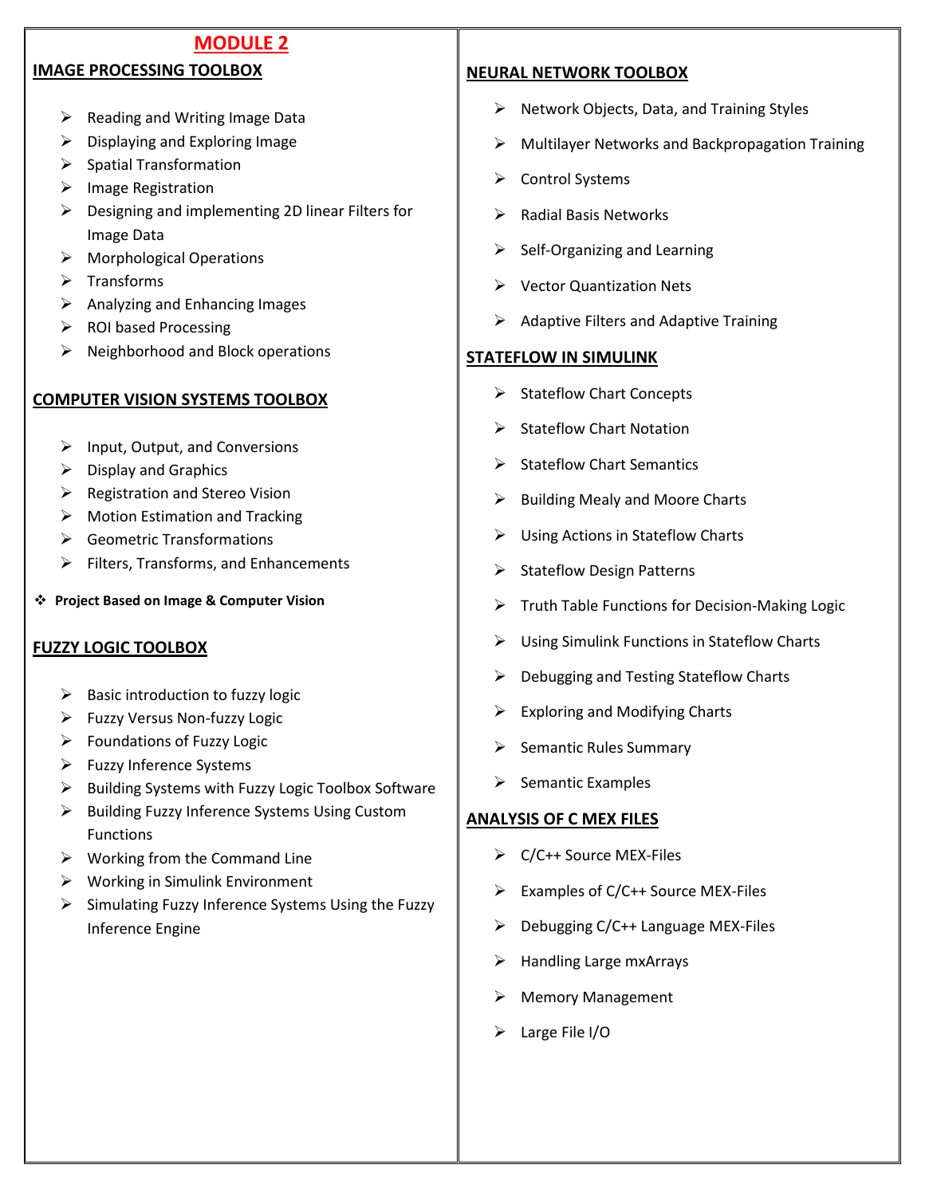# MODULE 2

## IMAGE PROCESSING TOOLBOX

- Reading and Writing Image Data
- Displaying and Exploring Image
- Spatial Transformation
- Image Registration
- Designing and implementing 2D linear Filters for Image Data
- Morphological Operations
- Transforms
- Analyzing and Enhancing Images
- ROI based Processing
- Neighborhood and Block operations

## COMPUTER VISION SYSTEMS TOOLBOX

- Input, Output, and Conversions
- Display and Graphics
- Registration and Stereo Vision
- Motion Estimation and Tracking
- Geometric Transformations
- Filters, Transforms, and Enhancements

- **Project Based on Image & Computer Vision**

## FUZZY LOGIC TOOLBOX

- Basic introduction to fuzzy logic
- Fuzzy Versus Non-fuzzy Logic
- Foundations of Fuzzy Logic
- Fuzzy Inference Systems
- Building Systems with Fuzzy Logic Toolbox Software
- Building Fuzzy Inference Systems Using Custom Functions
- Working from the Command Line
- Working in Simulink Environment
- Simulating Fuzzy Inference Systems Using the Fuzzy Inference Engine

## NEURAL NETWORK TOOLBOX

- Network Objects, Data, and Training Styles
- Multilayer Networks and Backpropagation Training
- Control Systems
- Radial Basis Networks
- Self-Organizing and Learning
- Vector Quantization Nets
- Adaptive Filters and Adaptive Training

## STATEFLOW IN SIMULINK

- Stateflow Chart Concepts
- Stateflow Chart Notation
- Stateflow Chart Semantics
- Building Mealy and Moore Charts
- Using Actions in Stateflow Charts
- Stateflow Design Patterns
- Truth Table Functions for Decision-Making Logic
- Using Simulink Functions in Stateflow Charts
- Debugging and Testing Stateflow Charts
- Exploring and Modifying Charts
- Semantic Rules Summary
- Semantic Examples

## ANALYSIS OF C MEX FILES

- C/C++ Source MEX-Files
- Examples of C/C++ Source MEX-Files
- Debugging C/C++ Language MEX-Files
- Handling Large mxArrays
- Memory Management
- Large File I/O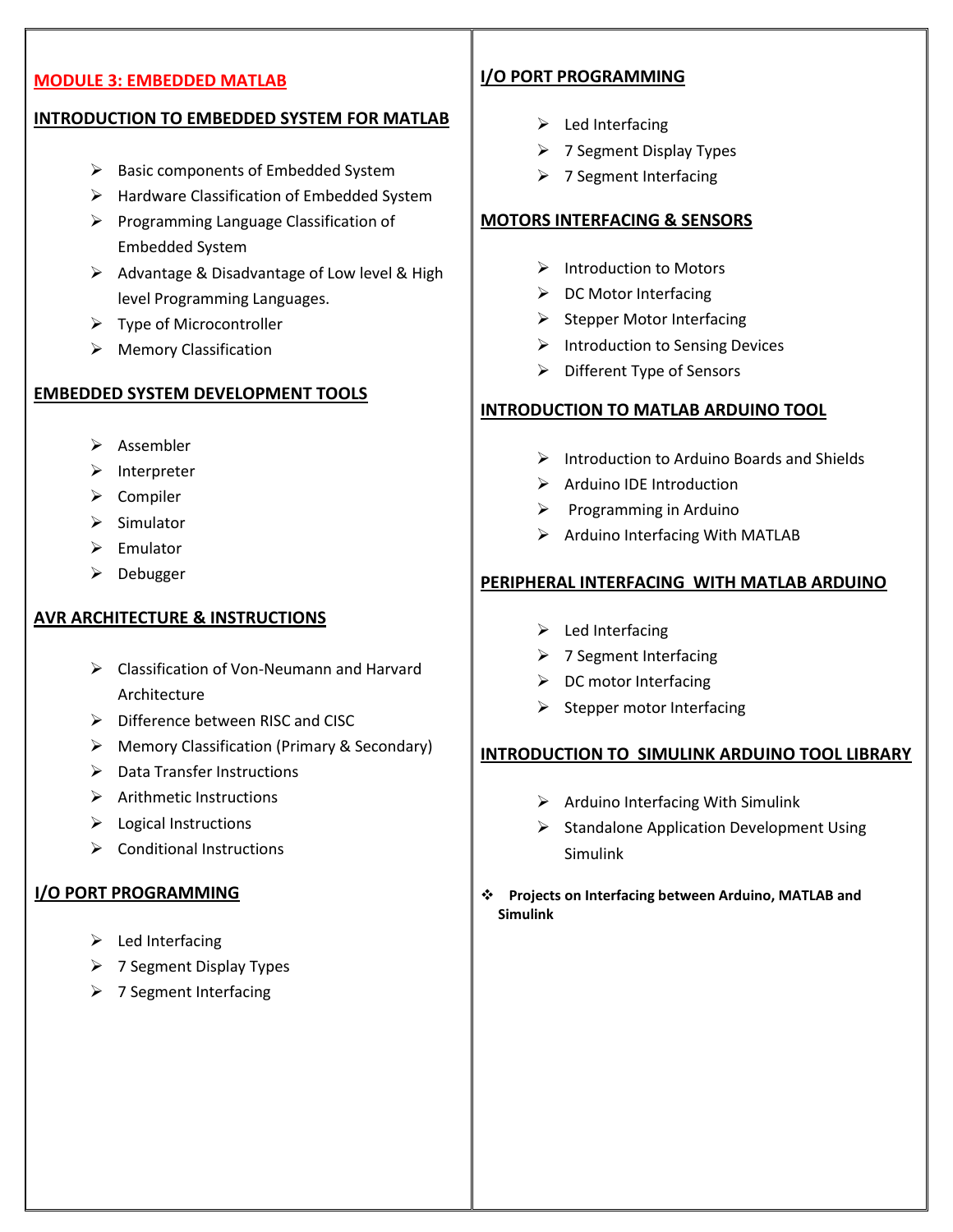# MODULE 3: EMBEDDED MATLAB

## INTRODUCTION TO EMBEDDED SYSTEM FOR MATLAB

- Basic components of Embedded System
- Hardware Classification of Embedded System
- Programming Language Classification of Embedded System
- Advantage & Disadvantage of Low level & High level Programming Languages.
- Type of Microcontroller
- Memory Classification

## EMBEDDED SYSTEM DEVELOPMENT TOOLS

- Assembler
- Interpreter
- Compiler
- Simulator
- Emulator
- Debugger

## AVR ARCHITECTURE & INSTRUCTIONS

- Classification of Von-Neumann and Harvard Architecture
- Difference between RISC and CISC
- Memory Classification (Primary & Secondary)
- Data Transfer Instructions
- Arithmetic Instructions
- Logical Instructions
- Conditional Instructions

## I/O PORT PROGRAMMING

- Led Interfacing
- 7 Segment Display Types
- 7 Segment Interfacing

## I/O PORT PROGRAMMING

- Led Interfacing
- 7 Segment Display Types
- 7 Segment Interfacing

## MOTORS INTERFACING & SENSORS

- Introduction to Motors
- DC Motor Interfacing
- Stepper Motor Interfacing
- Introduction to Sensing Devices
- Different Type of Sensors

## INTRODUCTION TO MATLAB ARDUINO TOOL

- Introduction to Arduino Boards and Shields
- Arduino IDE Introduction
- Programming in Arduino
- Arduino Interfacing With MATLAB

## PERIPHERAL INTERFACING WITH MATLAB ARDUINO

- Led Interfacing
- 7 Segment Interfacing
- DC motor Interfacing
- Stepper motor Interfacing

## INTRODUCTION TO SIMULINK ARDUINO TOOL LIBRARY

- Arduino Interfacing With Simulink
- Standalone Application Development Using Simulink

- **Projects on Interfacing between Arduino, MATLAB and Simulink**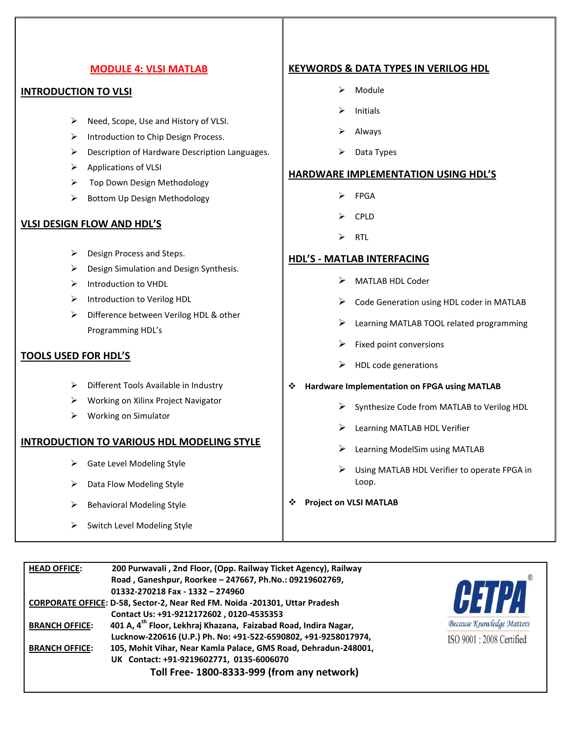## MODULE 4: VLSI MATLAB

### INTRODUCTION TO VLSI

- Need, Scope, Use and History of VLSI.
- Introduction to Chip Design Process.
- Description of Hardware Description Languages.
- Applications of VLSI
- Top Down Design Methodology
- Bottom Up Design Methodology

### VLSI DESIGN FLOW AND HDL'S

- Design Process and Steps.
- Design Simulation and Design Synthesis.
- Introduction to VHDL
- Introduction to Verilog HDL
- Difference between Verilog HDL & other Programming HDL's

### TOOLS USED FOR HDL'S

- Different Tools Available in Industry
- Working on Xilinx Project Navigator
- Working on Simulator

### INTRODUCTION TO VARIOUS HDL MODELING STYLE

- Gate Level Modeling Style
- Data Flow Modeling Style
- Behavioral Modeling Style
- Switch Level Modeling Style

### KEYWORDS & DATA TYPES IN VERILOG HDL

- Module
- Initials
- Always
- Data Types

### HARDWARE IMPLEMENTATION USING HDL'S

- FPGA
- CPLD
- RTL

### HDL'S - MATLAB INTERFACING

- MATLAB HDL Coder
- Code Generation using HDL coder in MATLAB
- Learning MATLAB TOOL related programming
- Fixed point conversions
- HDL code generations

- **Hardware Implementation on FPGA using MATLAB**
  - Synthesize Code from MATLAB to Verilog HDL
  - Learning MATLAB HDL Verifier
  - Learning ModelSim using MATLAB
  - Using MATLAB HDL Verifier to operate FPGA in Loop.
- **Project on VLSI MATLAB**

---

**HEAD OFFICE:** 200 Purwavali , 2nd Floor, (Opp. Railway Ticket Agency), Railway Road , Ganeshpur, Roorkee – 247667, Ph.No.: 09219602769, 01332-270218 Fax - 1332 – 274960

**CORPORATE OFFICE:** D-58, Sector-2, Near Red FM. Noida -201301, Uttar Pradesh Contact Us: +91-9212172602 , 0120-4535353

**BRANCH OFFICE:** 401 A, 4th Floor, Lekhraj Khazana, Faizabad Road, Indira Nagar, Lucknow-220616 (U.P.) Ph. No: +91-522-6590802, +91-9258017974,

**BRANCH OFFICE:** 105, Mohit Vihar, Near Kamla Palace, GMS Road, Dehradun-248001, UK Contact: +91-9219602771, 0135-6006070

**Toll Free- 1800-8333-999 (from any network)**

CETPA®
Because Knowledge Matters
ISO 9001 : 2008 Certified